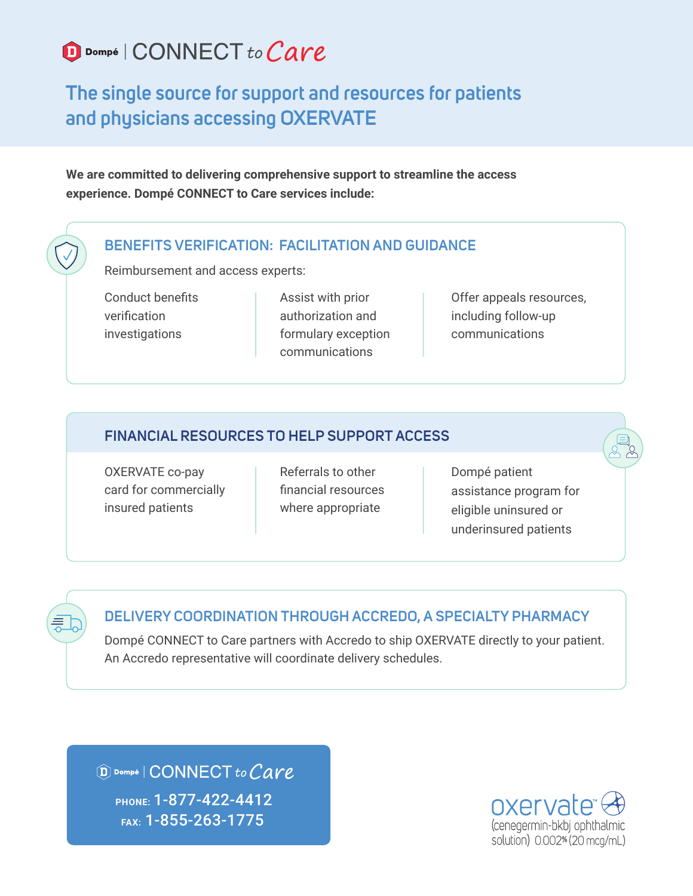# Dompé | CONNECT to Care

## The single source for support and resources for patients and physicians accessing OXERVATE

**We are committed to delivering comprehensive support to streamline the access experience. Dompé CONNECT to Care services include:**

### BENEFITS VERIFICATION: FACILITATION AND GUIDANCE

Reimbursement and access experts:

- Conduct benefits verification investigations
- Assist with prior authorization and formulary exception communications
- Offer appeals resources, including follow-up communications

### FINANCIAL RESOURCES TO HELP SUPPORT ACCESS

- OXERVATE co-pay card for commercially insured patients
- Referrals to other financial resources where appropriate
- Dompé patient assistance program for eligible uninsured or underinsured patients

### DELIVERY COORDINATION THROUGH ACCREDO, A SPECIALTY PHARMACY

Dompé CONNECT to Care partners with Accredo to ship OXERVATE directly to your patient. An Accredo representative will coordinate delivery schedules.

**Dompé | CONNECT to Care**

**PHONE:** 1-877-422-4412
**FAX:** 1-855-263-1775

oxervate™ (cenegermin-bkbj ophthalmic solution) 0.002% (20 mcg/mL)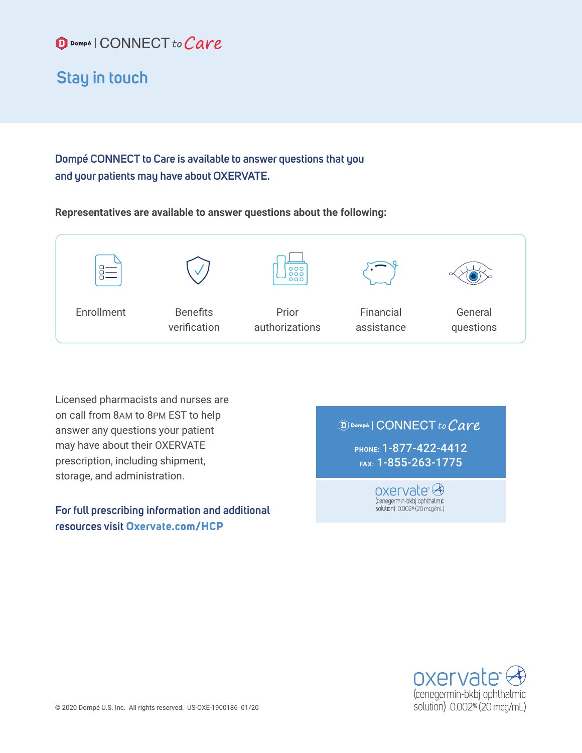Dompé | CONNECT to Care

# Stay in touch

**Dompé CONNECT to Care is available to answer questions that you and your patients may have about OXERVATE.**

**Representatives are available to answer questions about the following:**

- Enrollment
- Benefits verification
- Prior authorizations
- Financial assistance
- General questions

Licensed pharmacists and nurses are on call from 8AM to 8PM EST to help answer any questions your patient may have about their OXERVATE prescription, including shipment, storage, and administration.

**For full prescribing information and additional resources visit Oxervate.com/HCP**

Dompé | CONNECT to Care

PHONE: 1-877-422-4412
FAX: 1-855-263-1775

oxervate™ (cenegermin-bkbj ophthalmic solution) 0.002% (20 mcg/mL)

© 2020 Dompé U.S. Inc. All rights reserved. US-OXE-1900186 01/20

oxervate™ (cenegermin-bkbj ophthalmic solution) 0.002% (20 mcg/mL)